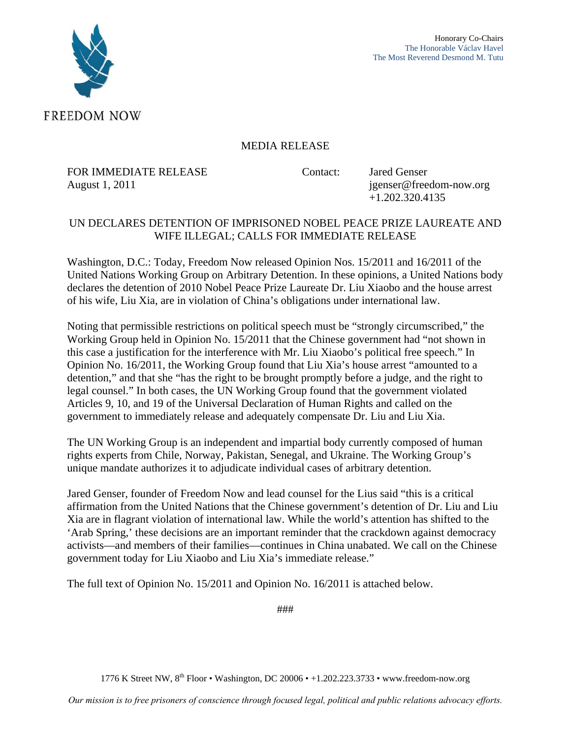FREEDOM NOW

Honorary Co-Chairs
The Honorable Václav Havel
The Most Reverend Desmond M. Tutu

MEDIA RELEASE

FOR IMMEDIATE RELEASE
August 1, 2011

Contact: Jared Genser
jgenser@freedom-now.org
+1.202.320.4135

## UN DECLARES DETENTION OF IMPRISONED NOBEL PEACE PRIZE LAUREATE AND WIFE ILLEGAL; CALLS FOR IMMEDIATE RELEASE

Washington, D.C.: Today, Freedom Now released Opinion Nos. 15/2011 and 16/2011 of the United Nations Working Group on Arbitrary Detention. In these opinions, a United Nations body declares the detention of 2010 Nobel Peace Prize Laureate Dr. Liu Xiaobo and the house arrest of his wife, Liu Xia, are in violation of China's obligations under international law.

Noting that permissible restrictions on political speech must be "strongly circumscribed," the Working Group held in Opinion No. 15/2011 that the Chinese government had "not shown in this case a justification for the interference with Mr. Liu Xiaobo's political free speech." In Opinion No. 16/2011, the Working Group found that Liu Xia's house arrest "amounted to a detention," and that she "has the right to be brought promptly before a judge, and the right to legal counsel." In both cases, the UN Working Group found that the government violated Articles 9, 10, and 19 of the Universal Declaration of Human Rights and called on the government to immediately release and adequately compensate Dr. Liu and Liu Xia.

The UN Working Group is an independent and impartial body currently composed of human rights experts from Chile, Norway, Pakistan, Senegal, and Ukraine. The Working Group's unique mandate authorizes it to adjudicate individual cases of arbitrary detention.

Jared Genser, founder of Freedom Now and lead counsel for the Lius said "this is a critical affirmation from the United Nations that the Chinese government's detention of Dr. Liu and Liu Xia are in flagrant violation of international law. While the world's attention has shifted to the 'Arab Spring,' these decisions are an important reminder that the crackdown against democracy activists—and members of their families—continues in China unabated. We call on the Chinese government today for Liu Xiaobo and Liu Xia's immediate release."

The full text of Opinion No. 15/2011 and Opinion No. 16/2011 is attached below.

###

1776 K Street NW, 8th Floor • Washington, DC 20006 • +1.202.223.3733 • www.freedom-now.org

*Our mission is to free prisoners of conscience through focused legal, political and public relations advocacy efforts.*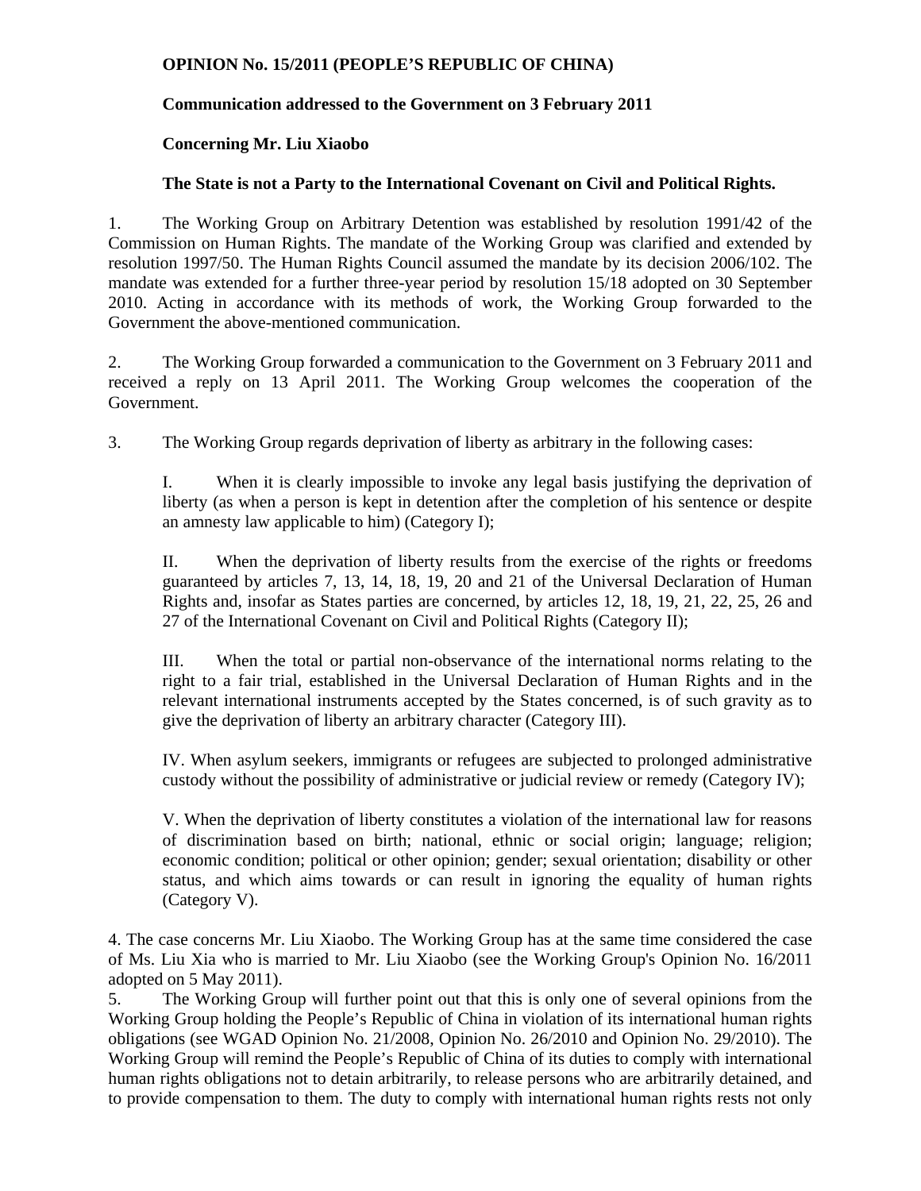**OPINION No. 15/2011 (PEOPLE'S REPUBLIC OF CHINA)**

**Communication addressed to the Government on 3 February 2011**

**Concerning Mr. Liu Xiaobo**

**The State is not a Party to the International Covenant on Civil and Political Rights.**

1. The Working Group on Arbitrary Detention was established by resolution 1991/42 of the Commission on Human Rights. The mandate of the Working Group was clarified and extended by resolution 1997/50. The Human Rights Council assumed the mandate by its decision 2006/102. The mandate was extended for a further three-year period by resolution 15/18 adopted on 30 September 2010. Acting in accordance with its methods of work, the Working Group forwarded to the Government the above-mentioned communication.

2. The Working Group forwarded a communication to the Government on 3 February 2011 and received a reply on 13 April 2011. The Working Group welcomes the cooperation of the Government.

3. The Working Group regards deprivation of liberty as arbitrary in the following cases:

> I. When it is clearly impossible to invoke any legal basis justifying the deprivation of liberty (as when a person is kept in detention after the completion of his sentence or despite an amnesty law applicable to him) (Category I);
>
> II. When the deprivation of liberty results from the exercise of the rights or freedoms guaranteed by articles 7, 13, 14, 18, 19, 20 and 21 of the Universal Declaration of Human Rights and, insofar as States parties are concerned, by articles 12, 18, 19, 21, 22, 25, 26 and 27 of the International Covenant on Civil and Political Rights (Category II);
>
> III. When the total or partial non-observance of the international norms relating to the right to a fair trial, established in the Universal Declaration of Human Rights and in the relevant international instruments accepted by the States concerned, is of such gravity as to give the deprivation of liberty an arbitrary character (Category III).
>
> IV. When asylum seekers, immigrants or refugees are subjected to prolonged administrative custody without the possibility of administrative or judicial review or remedy (Category IV);
>
> V. When the deprivation of liberty constitutes a violation of the international law for reasons of discrimination based on birth; national, ethnic or social origin; language; religion; economic condition; political or other opinion; gender; sexual orientation; disability or other status, and which aims towards or can result in ignoring the equality of human rights (Category V).

4. The case concerns Mr. Liu Xiaobo. The Working Group has at the same time considered the case of Ms. Liu Xia who is married to Mr. Liu Xiaobo (see the Working Group's Opinion No. 16/2011 adopted on 5 May 2011).

5. The Working Group will further point out that this is only one of several opinions from the Working Group holding the People's Republic of China in violation of its international human rights obligations (see WGAD Opinion No. 21/2008, Opinion No. 26/2010 and Opinion No. 29/2010). The Working Group will remind the People's Republic of China of its duties to comply with international human rights obligations not to detain arbitrarily, to release persons who are arbitrarily detained, and to provide compensation to them. The duty to comply with international human rights rests not only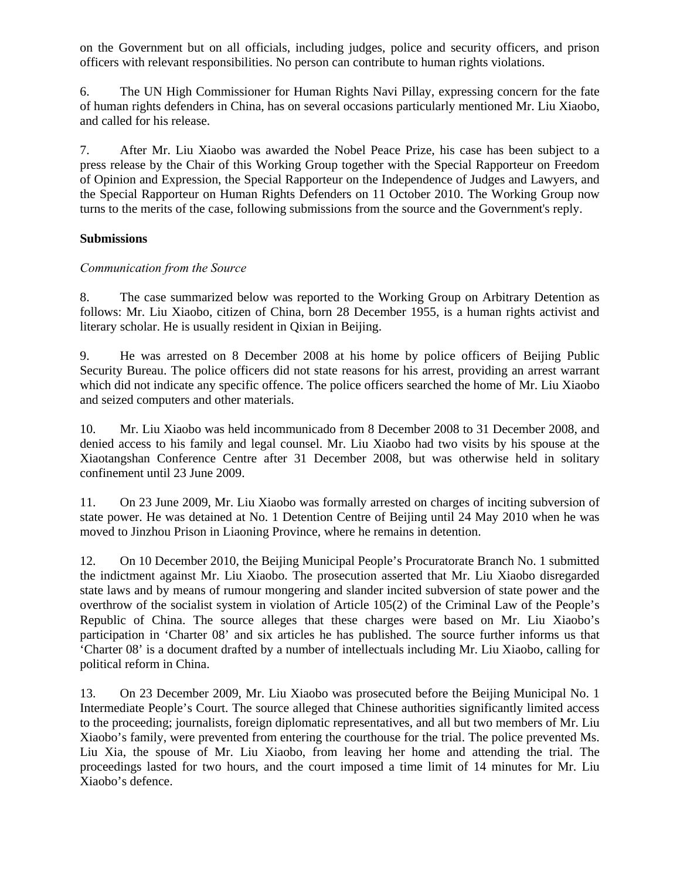on the Government but on all officials, including judges, police and security officers, and prison officers with relevant responsibilities. No person can contribute to human rights violations.

6. The UN High Commissioner for Human Rights Navi Pillay, expressing concern for the fate of human rights defenders in China, has on several occasions particularly mentioned Mr. Liu Xiaobo, and called for his release.

7. After Mr. Liu Xiaobo was awarded the Nobel Peace Prize, his case has been subject to a press release by the Chair of this Working Group together with the Special Rapporteur on Freedom of Opinion and Expression, the Special Rapporteur on the Independence of Judges and Lawyers, and the Special Rapporteur on Human Rights Defenders on 11 October 2010. The Working Group now turns to the merits of the case, following submissions from the source and the Government's reply.

**Submissions**

*Communication from the Source*

8. The case summarized below was reported to the Working Group on Arbitrary Detention as follows: Mr. Liu Xiaobo, citizen of China, born 28 December 1955, is a human rights activist and literary scholar. He is usually resident in Qixian in Beijing.

9. He was arrested on 8 December 2008 at his home by police officers of Beijing Public Security Bureau. The police officers did not state reasons for his arrest, providing an arrest warrant which did not indicate any specific offence. The police officers searched the home of Mr. Liu Xiaobo and seized computers and other materials.

10. Mr. Liu Xiaobo was held incommunicado from 8 December 2008 to 31 December 2008, and denied access to his family and legal counsel. Mr. Liu Xiaobo had two visits by his spouse at the Xiaotangshan Conference Centre after 31 December 2008, but was otherwise held in solitary confinement until 23 June 2009.

11. On 23 June 2009, Mr. Liu Xiaobo was formally arrested on charges of inciting subversion of state power. He was detained at No. 1 Detention Centre of Beijing until 24 May 2010 when he was moved to Jinzhou Prison in Liaoning Province, where he remains in detention.

12. On 10 December 2010, the Beijing Municipal People's Procuratorate Branch No. 1 submitted the indictment against Mr. Liu Xiaobo. The prosecution asserted that Mr. Liu Xiaobo disregarded state laws and by means of rumour mongering and slander incited subversion of state power and the overthrow of the socialist system in violation of Article 105(2) of the Criminal Law of the People's Republic of China. The source alleges that these charges were based on Mr. Liu Xiaobo's participation in 'Charter 08' and six articles he has published. The source further informs us that 'Charter 08' is a document drafted by a number of intellectuals including Mr. Liu Xiaobo, calling for political reform in China.

13. On 23 December 2009, Mr. Liu Xiaobo was prosecuted before the Beijing Municipal No. 1 Intermediate People's Court. The source alleged that Chinese authorities significantly limited access to the proceeding; journalists, foreign diplomatic representatives, and all but two members of Mr. Liu Xiaobo's family, were prevented from entering the courthouse for the trial. The police prevented Ms. Liu Xia, the spouse of Mr. Liu Xiaobo, from leaving her home and attending the trial. The proceedings lasted for two hours, and the court imposed a time limit of 14 minutes for Mr. Liu Xiaobo's defence.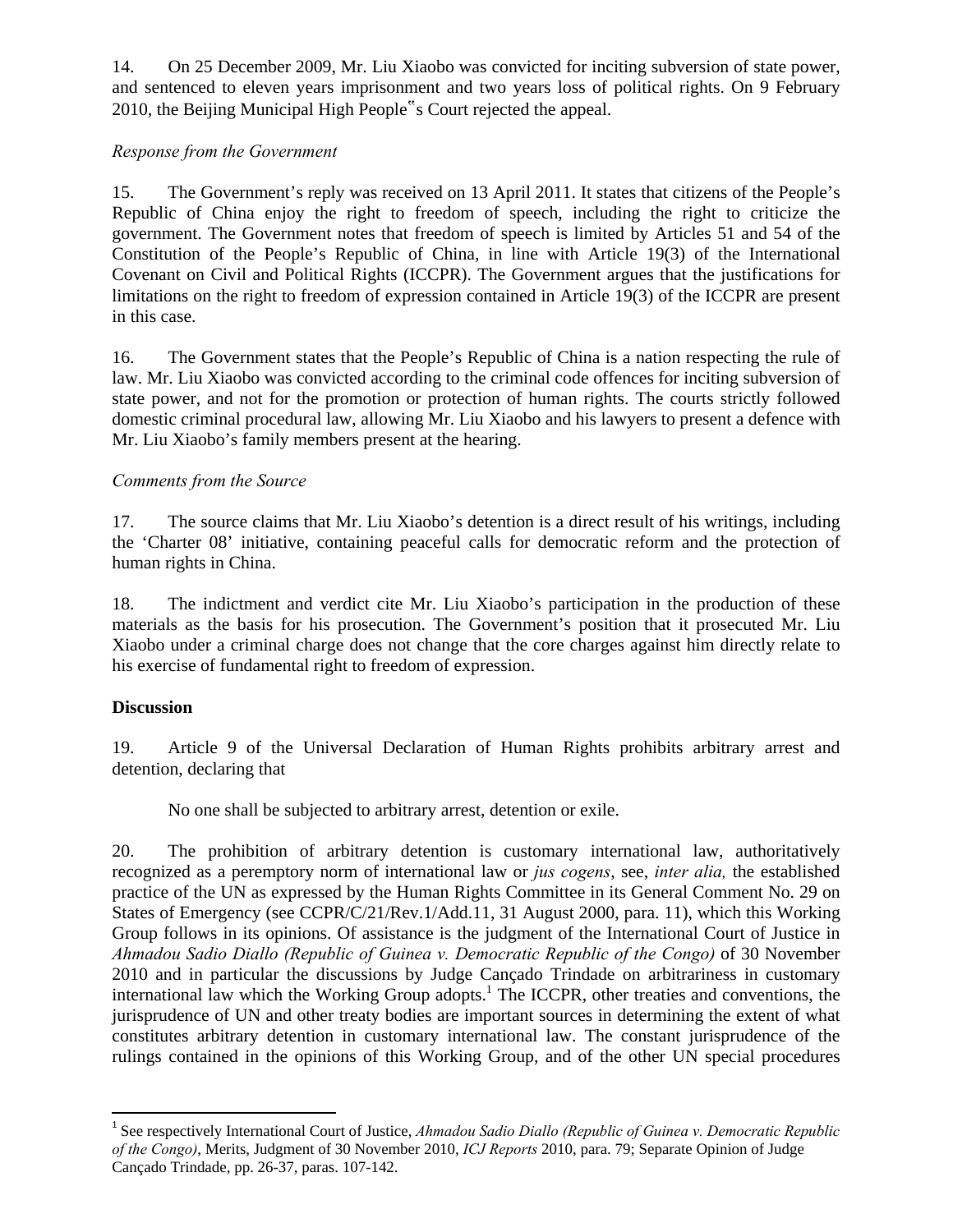14. On 25 December 2009, Mr. Liu Xiaobo was convicted for inciting subversion of state power, and sentenced to eleven years imprisonment and two years loss of political rights. On 9 February 2010, the Beijing Municipal High People‟s Court rejected the appeal.

*Response from the Government*

15. The Government's reply was received on 13 April 2011. It states that citizens of the People's Republic of China enjoy the right to freedom of speech, including the right to criticize the government. The Government notes that freedom of speech is limited by Articles 51 and 54 of the Constitution of the People's Republic of China, in line with Article 19(3) of the International Covenant on Civil and Political Rights (ICCPR). The Government argues that the justifications for limitations on the right to freedom of expression contained in Article 19(3) of the ICCPR are present in this case.

16. The Government states that the People's Republic of China is a nation respecting the rule of law. Mr. Liu Xiaobo was convicted according to the criminal code offences for inciting subversion of state power, and not for the promotion or protection of human rights. The courts strictly followed domestic criminal procedural law, allowing Mr. Liu Xiaobo and his lawyers to present a defence with Mr. Liu Xiaobo's family members present at the hearing.

*Comments from the Source*

17. The source claims that Mr. Liu Xiaobo's detention is a direct result of his writings, including the 'Charter 08' initiative, containing peaceful calls for democratic reform and the protection of human rights in China.

18. The indictment and verdict cite Mr. Liu Xiaobo's participation in the production of these materials as the basis for his prosecution. The Government's position that it prosecuted Mr. Liu Xiaobo under a criminal charge does not change that the core charges against him directly relate to his exercise of fundamental right to freedom of expression.

**Discussion**

19. Article 9 of the Universal Declaration of Human Rights prohibits arbitrary arrest and detention, declaring that

> No one shall be subjected to arbitrary arrest, detention or exile.

20. The prohibition of arbitrary detention is customary international law, authoritatively recognized as a peremptory norm of international law or *jus cogens*, see, *inter alia,* the established practice of the UN as expressed by the Human Rights Committee in its General Comment No. 29 on States of Emergency (see CCPR/C/21/Rev.1/Add.11, 31 August 2000, para. 11), which this Working Group follows in its opinions. Of assistance is the judgment of the International Court of Justice in *Ahmadou Sadio Diallo (Republic of Guinea v. Democratic Republic of the Congo)* of 30 November 2010 and in particular the discussions by Judge Cançado Trindade on arbitrariness in customary international law which the Working Group adopts.[1] The ICCPR, other treaties and conventions, the jurisprudence of UN and other treaty bodies are important sources in determining the extent of what constitutes arbitrary detention in customary international law. The constant jurisprudence of the rulings contained in the opinions of this Working Group, and of the other UN special procedures

---

[1] See respectively International Court of Justice, *Ahmadou Sadio Diallo (Republic of Guinea v. Democratic Republic of the Congo)*, Merits, Judgment of 30 November 2010, *ICJ Reports* 2010, para. 79; Separate Opinion of Judge Cançado Trindade, pp. 26-37, paras. 107-142.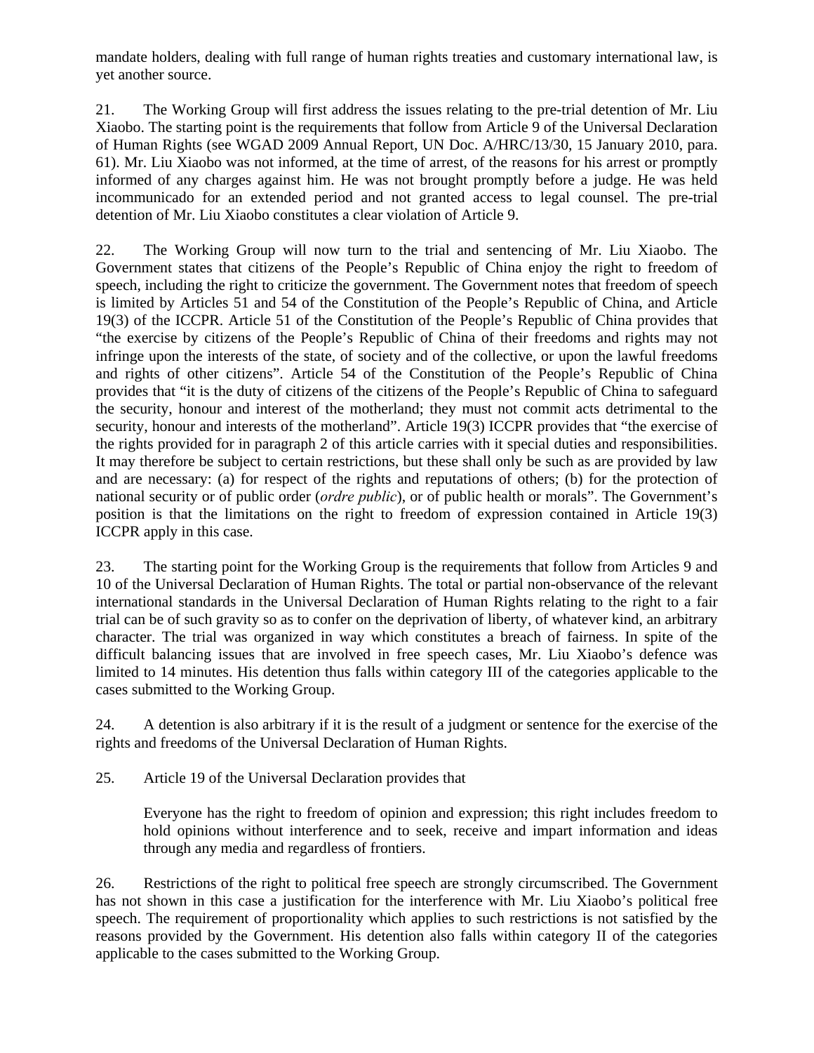mandate holders, dealing with full range of human rights treaties and customary international law, is yet another source.

21. The Working Group will first address the issues relating to the pre-trial detention of Mr. Liu Xiaobo. The starting point is the requirements that follow from Article 9 of the Universal Declaration of Human Rights (see WGAD 2009 Annual Report, UN Doc. A/HRC/13/30, 15 January 2010, para. 61). Mr. Liu Xiaobo was not informed, at the time of arrest, of the reasons for his arrest or promptly informed of any charges against him. He was not brought promptly before a judge. He was held incommunicado for an extended period and not granted access to legal counsel. The pre-trial detention of Mr. Liu Xiaobo constitutes a clear violation of Article 9.

22. The Working Group will now turn to the trial and sentencing of Mr. Liu Xiaobo. The Government states that citizens of the People's Republic of China enjoy the right to freedom of speech, including the right to criticize the government. The Government notes that freedom of speech is limited by Articles 51 and 54 of the Constitution of the People's Republic of China, and Article 19(3) of the ICCPR. Article 51 of the Constitution of the People's Republic of China provides that "the exercise by citizens of the People's Republic of China of their freedoms and rights may not infringe upon the interests of the state, of society and of the collective, or upon the lawful freedoms and rights of other citizens". Article 54 of the Constitution of the People's Republic of China provides that "it is the duty of citizens of the citizens of the People's Republic of China to safeguard the security, honour and interest of the motherland; they must not commit acts detrimental to the security, honour and interests of the motherland". Article 19(3) ICCPR provides that "the exercise of the rights provided for in paragraph 2 of this article carries with it special duties and responsibilities. It may therefore be subject to certain restrictions, but these shall only be such as are provided by law and are necessary: (a) for respect of the rights and reputations of others; (b) for the protection of national security or of public order (*ordre public*), or of public health or morals". The Government's position is that the limitations on the right to freedom of expression contained in Article 19(3) ICCPR apply in this case.

23. The starting point for the Working Group is the requirements that follow from Articles 9 and 10 of the Universal Declaration of Human Rights. The total or partial non-observance of the relevant international standards in the Universal Declaration of Human Rights relating to the right to a fair trial can be of such gravity so as to confer on the deprivation of liberty, of whatever kind, an arbitrary character. The trial was organized in way which constitutes a breach of fairness. In spite of the difficult balancing issues that are involved in free speech cases, Mr. Liu Xiaobo's defence was limited to 14 minutes. His detention thus falls within category III of the categories applicable to the cases submitted to the Working Group.

24. A detention is also arbitrary if it is the result of a judgment or sentence for the exercise of the rights and freedoms of the Universal Declaration of Human Rights.

25. Article 19 of the Universal Declaration provides that

> Everyone has the right to freedom of opinion and expression; this right includes freedom to hold opinions without interference and to seek, receive and impart information and ideas through any media and regardless of frontiers.

26. Restrictions of the right to political free speech are strongly circumscribed. The Government has not shown in this case a justification for the interference with Mr. Liu Xiaobo's political free speech. The requirement of proportionality which applies to such restrictions is not satisfied by the reasons provided by the Government. His detention also falls within category II of the categories applicable to the cases submitted to the Working Group.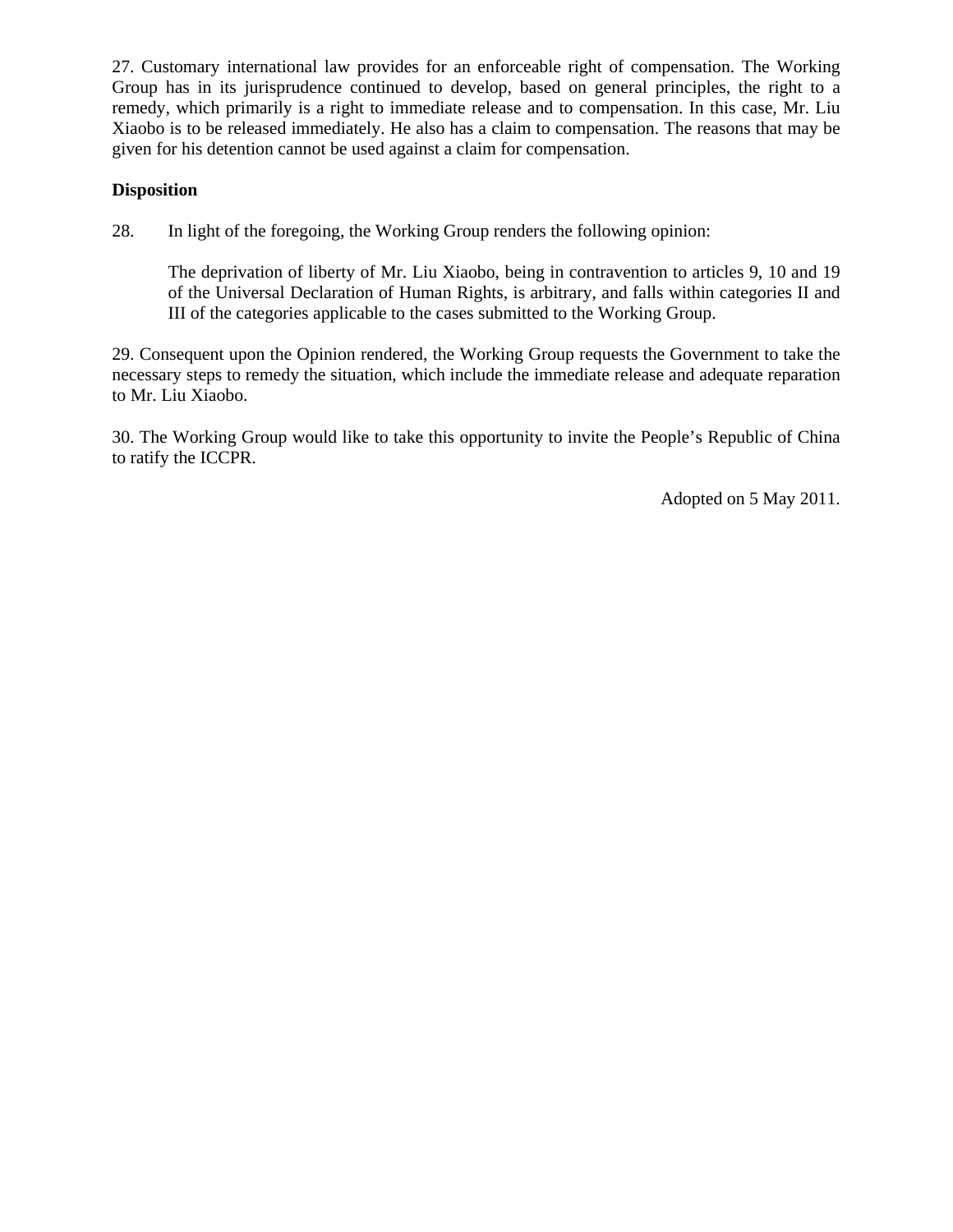27. Customary international law provides for an enforceable right of compensation. The Working Group has in its jurisprudence continued to develop, based on general principles, the right to a remedy, which primarily is a right to immediate release and to compensation. In this case, Mr. Liu Xiaobo is to be released immediately. He also has a claim to compensation. The reasons that may be given for his detention cannot be used against a claim for compensation.

**Disposition**

28. In light of the foregoing, the Working Group renders the following opinion:

> The deprivation of liberty of Mr. Liu Xiaobo, being in contravention to articles 9, 10 and 19 of the Universal Declaration of Human Rights, is arbitrary, and falls within categories II and III of the categories applicable to the cases submitted to the Working Group.

29. Consequent upon the Opinion rendered, the Working Group requests the Government to take the necessary steps to remedy the situation, which include the immediate release and adequate reparation to Mr. Liu Xiaobo.

30. The Working Group would like to take this opportunity to invite the People's Republic of China to ratify the ICCPR.

Adopted on 5 May 2011.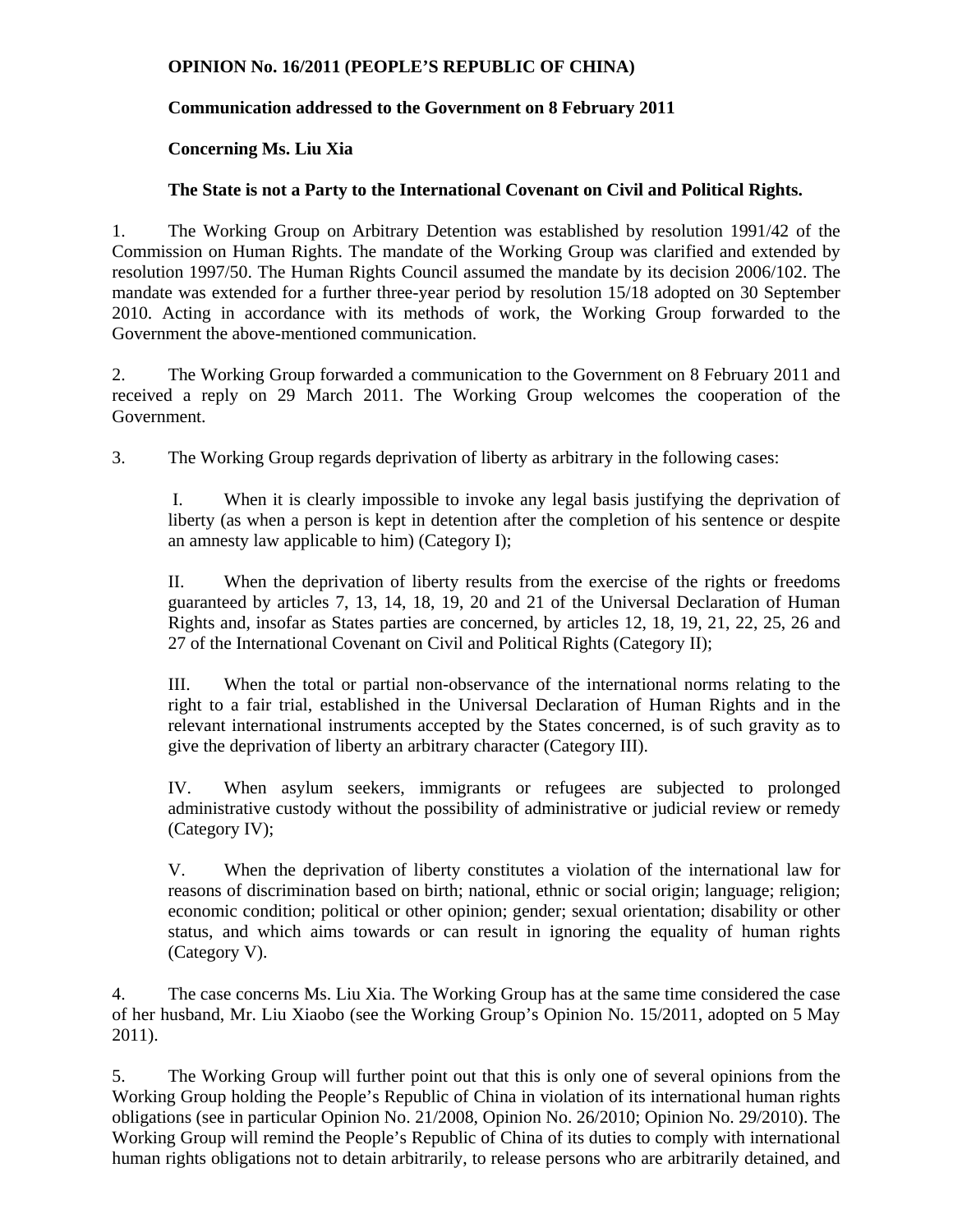**OPINION No. 16/2011 (PEOPLE'S REPUBLIC OF CHINA)**

**Communication addressed to the Government on 8 February 2011**

**Concerning Ms. Liu Xia**

**The State is not a Party to the International Covenant on Civil and Political Rights.**

1. The Working Group on Arbitrary Detention was established by resolution 1991/42 of the Commission on Human Rights. The mandate of the Working Group was clarified and extended by resolution 1997/50. The Human Rights Council assumed the mandate by its decision 2006/102. The mandate was extended for a further three-year period by resolution 15/18 adopted on 30 September 2010. Acting in accordance with its methods of work, the Working Group forwarded to the Government the above-mentioned communication.

2. The Working Group forwarded a communication to the Government on 8 February 2011 and received a reply on 29 March 2011. The Working Group welcomes the cooperation of the Government.

3. The Working Group regards deprivation of liberty as arbitrary in the following cases:

> I. When it is clearly impossible to invoke any legal basis justifying the deprivation of liberty (as when a person is kept in detention after the completion of his sentence or despite an amnesty law applicable to him) (Category I);
>
> II. When the deprivation of liberty results from the exercise of the rights or freedoms guaranteed by articles 7, 13, 14, 18, 19, 20 and 21 of the Universal Declaration of Human Rights and, insofar as States parties are concerned, by articles 12, 18, 19, 21, 22, 25, 26 and 27 of the International Covenant on Civil and Political Rights (Category II);
>
> III. When the total or partial non-observance of the international norms relating to the right to a fair trial, established in the Universal Declaration of Human Rights and in the relevant international instruments accepted by the States concerned, is of such gravity as to give the deprivation of liberty an arbitrary character (Category III).
>
> IV. When asylum seekers, immigrants or refugees are subjected to prolonged administrative custody without the possibility of administrative or judicial review or remedy (Category IV);
>
> V. When the deprivation of liberty constitutes a violation of the international law for reasons of discrimination based on birth; national, ethnic or social origin; language; religion; economic condition; political or other opinion; gender; sexual orientation; disability or other status, and which aims towards or can result in ignoring the equality of human rights (Category V).

4. The case concerns Ms. Liu Xia. The Working Group has at the same time considered the case of her husband, Mr. Liu Xiaobo (see the Working Group's Opinion No. 15/2011, adopted on 5 May 2011).

5. The Working Group will further point out that this is only one of several opinions from the Working Group holding the People's Republic of China in violation of its international human rights obligations (see in particular Opinion No. 21/2008, Opinion No. 26/2010; Opinion No. 29/2010). The Working Group will remind the People's Republic of China of its duties to comply with international human rights obligations not to detain arbitrarily, to release persons who are arbitrarily detained, and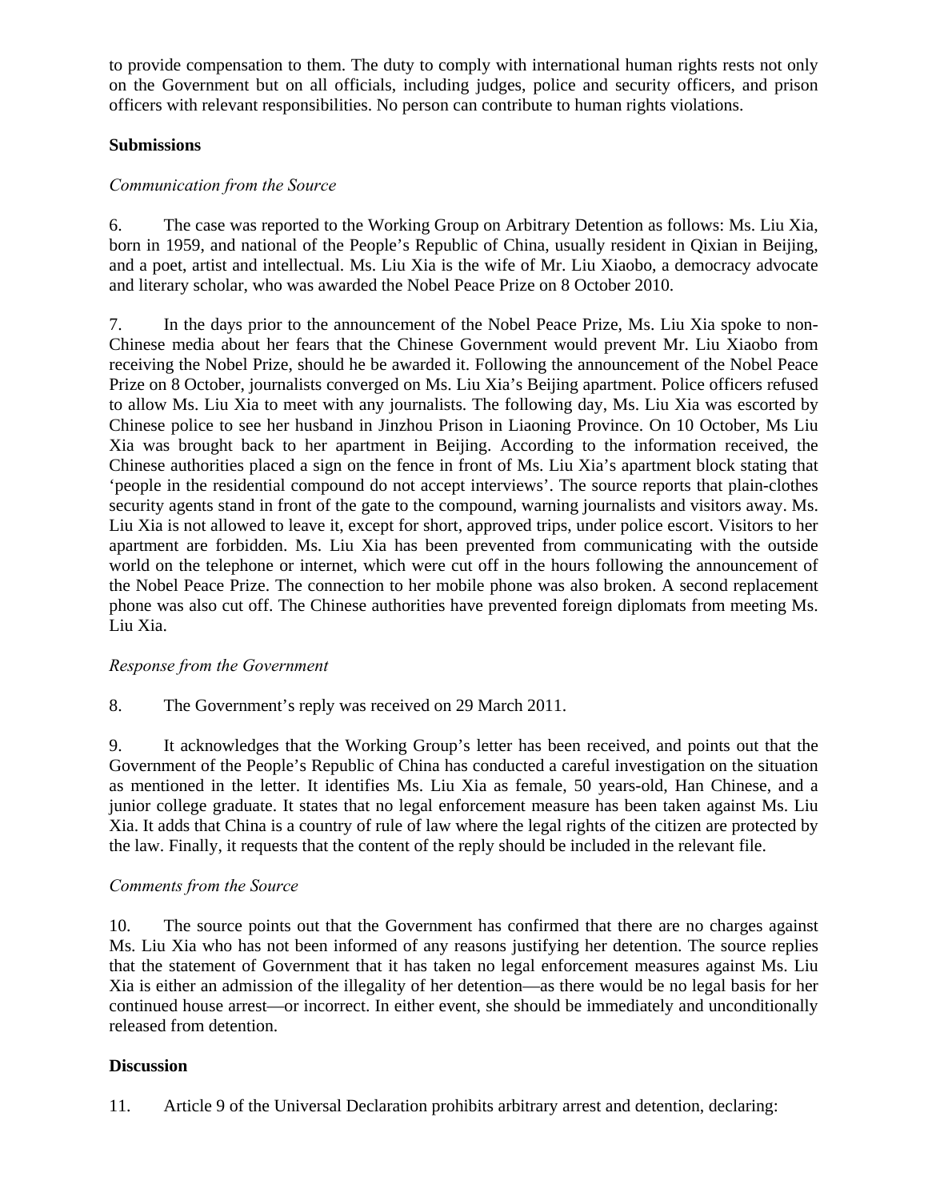to provide compensation to them. The duty to comply with international human rights rests not only on the Government but on all officials, including judges, police and security officers, and prison officers with relevant responsibilities. No person can contribute to human rights violations.

**Submissions**

*Communication from the Source*

6. The case was reported to the Working Group on Arbitrary Detention as follows: Ms. Liu Xia, born in 1959, and national of the People's Republic of China, usually resident in Qixian in Beijing, and a poet, artist and intellectual. Ms. Liu Xia is the wife of Mr. Liu Xiaobo, a democracy advocate and literary scholar, who was awarded the Nobel Peace Prize on 8 October 2010.

7. In the days prior to the announcement of the Nobel Peace Prize, Ms. Liu Xia spoke to non-Chinese media about her fears that the Chinese Government would prevent Mr. Liu Xiaobo from receiving the Nobel Prize, should he be awarded it. Following the announcement of the Nobel Peace Prize on 8 October, journalists converged on Ms. Liu Xia's Beijing apartment. Police officers refused to allow Ms. Liu Xia to meet with any journalists. The following day, Ms. Liu Xia was escorted by Chinese police to see her husband in Jinzhou Prison in Liaoning Province. On 10 October, Ms Liu Xia was brought back to her apartment in Beijing. According to the information received, the Chinese authorities placed a sign on the fence in front of Ms. Liu Xia's apartment block stating that 'people in the residential compound do not accept interviews'. The source reports that plain-clothes security agents stand in front of the gate to the compound, warning journalists and visitors away. Ms. Liu Xia is not allowed to leave it, except for short, approved trips, under police escort. Visitors to her apartment are forbidden. Ms. Liu Xia has been prevented from communicating with the outside world on the telephone or internet, which were cut off in the hours following the announcement of the Nobel Peace Prize. The connection to her mobile phone was also broken. A second replacement phone was also cut off. The Chinese authorities have prevented foreign diplomats from meeting Ms. Liu Xia.

*Response from the Government*

8. The Government's reply was received on 29 March 2011.

9. It acknowledges that the Working Group's letter has been received, and points out that the Government of the People's Republic of China has conducted a careful investigation on the situation as mentioned in the letter. It identifies Ms. Liu Xia as female, 50 years-old, Han Chinese, and a junior college graduate. It states that no legal enforcement measure has been taken against Ms. Liu Xia. It adds that China is a country of rule of law where the legal rights of the citizen are protected by the law. Finally, it requests that the content of the reply should be included in the relevant file.

*Comments from the Source*

10. The source points out that the Government has confirmed that there are no charges against Ms. Liu Xia who has not been informed of any reasons justifying her detention. The source replies that the statement of Government that it has taken no legal enforcement measures against Ms. Liu Xia is either an admission of the illegality of her detention—as there would be no legal basis for her continued house arrest—or incorrect. In either event, she should be immediately and unconditionally released from detention.

**Discussion**

11. Article 9 of the Universal Declaration prohibits arbitrary arrest and detention, declaring: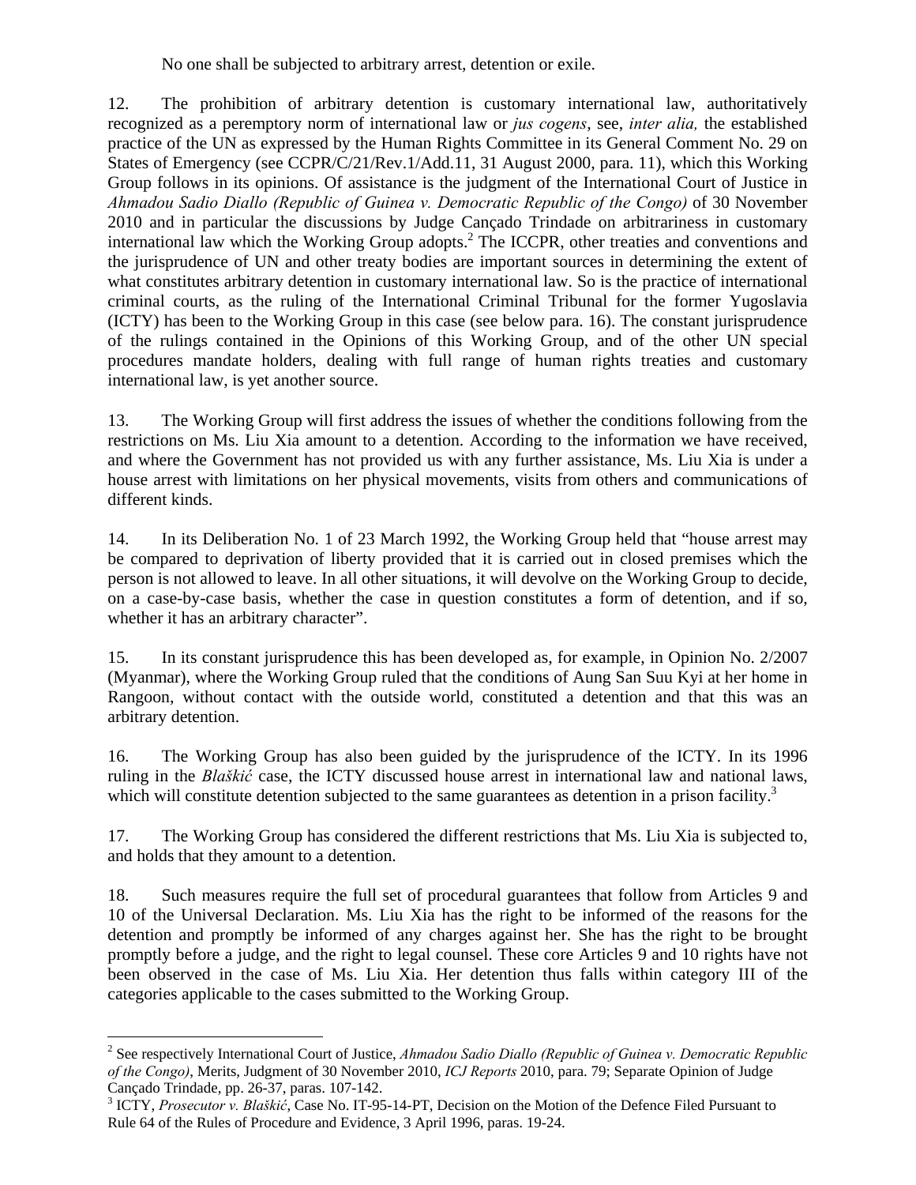No one shall be subjected to arbitrary arrest, detention or exile.

12. The prohibition of arbitrary detention is customary international law, authoritatively recognized as a peremptory norm of international law or *jus cogens*, see, *inter alia,* the established practice of the UN as expressed by the Human Rights Committee in its General Comment No. 29 on States of Emergency (see CCPR/C/21/Rev.1/Add.11, 31 August 2000, para. 11), which this Working Group follows in its opinions. Of assistance is the judgment of the International Court of Justice in *Ahmadou Sadio Diallo (Republic of Guinea v. Democratic Republic of the Congo)* of 30 November 2010 and in particular the discussions by Judge Cançado Trindade on arbitrariness in customary international law which the Working Group adopts.[2] The ICCPR, other treaties and conventions and the jurisprudence of UN and other treaty bodies are important sources in determining the extent of what constitutes arbitrary detention in customary international law. So is the practice of international criminal courts, as the ruling of the International Criminal Tribunal for the former Yugoslavia (ICTY) has been to the Working Group in this case (see below para. 16). The constant jurisprudence of the rulings contained in the Opinions of this Working Group, and of the other UN special procedures mandate holders, dealing with full range of human rights treaties and customary international law, is yet another source.

13. The Working Group will first address the issues of whether the conditions following from the restrictions on Ms. Liu Xia amount to a detention. According to the information we have received, and where the Government has not provided us with any further assistance, Ms. Liu Xia is under a house arrest with limitations on her physical movements, visits from others and communications of different kinds.

14. In its Deliberation No. 1 of 23 March 1992, the Working Group held that "house arrest may be compared to deprivation of liberty provided that it is carried out in closed premises which the person is not allowed to leave. In all other situations, it will devolve on the Working Group to decide, on a case-by-case basis, whether the case in question constitutes a form of detention, and if so, whether it has an arbitrary character".

15. In its constant jurisprudence this has been developed as, for example, in Opinion No. 2/2007 (Myanmar), where the Working Group ruled that the conditions of Aung San Suu Kyi at her home in Rangoon, without contact with the outside world, constituted a detention and that this was an arbitrary detention.

16. The Working Group has also been guided by the jurisprudence of the ICTY. In its 1996 ruling in the *Blaškić* case, the ICTY discussed house arrest in international law and national laws, which will constitute detention subjected to the same guarantees as detention in a prison facility.[3]

17. The Working Group has considered the different restrictions that Ms. Liu Xia is subjected to, and holds that they amount to a detention.

18. Such measures require the full set of procedural guarantees that follow from Articles 9 and 10 of the Universal Declaration. Ms. Liu Xia has the right to be informed of the reasons for the detention and promptly be informed of any charges against her. She has the right to be brought promptly before a judge, and the right to legal counsel. These core Articles 9 and 10 rights have not been observed in the case of Ms. Liu Xia. Her detention thus falls within category III of the categories applicable to the cases submitted to the Working Group.

---

[2] See respectively International Court of Justice, *Ahmadou Sadio Diallo (Republic of Guinea v. Democratic Republic of the Congo)*, Merits, Judgment of 30 November 2010, *ICJ Reports* 2010, para. 79; Separate Opinion of Judge Cançado Trindade, pp. 26-37, paras. 107-142.

[3] ICTY, *Prosecutor v. Blaškić*, Case No. IT-95-14-PT, Decision on the Motion of the Defence Filed Pursuant to Rule 64 of the Rules of Procedure and Evidence, 3 April 1996, paras. 19-24.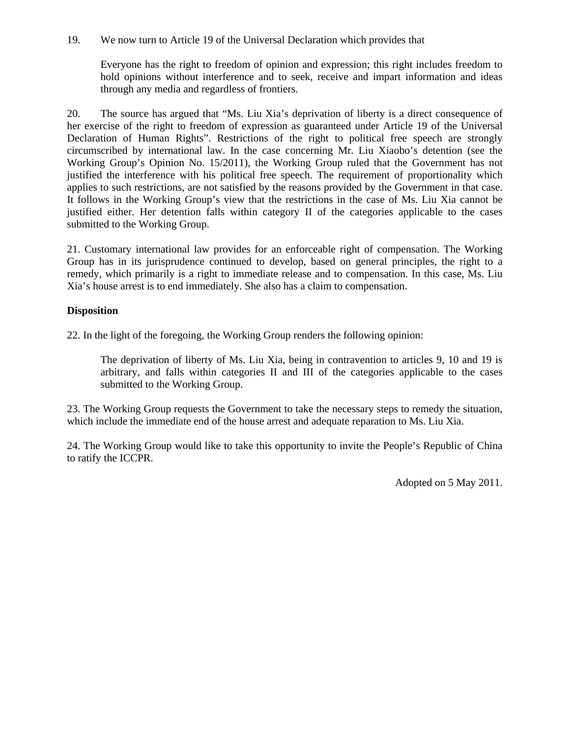19. We now turn to Article 19 of the Universal Declaration which provides that

> Everyone has the right to freedom of opinion and expression; this right includes freedom to hold opinions without interference and to seek, receive and impart information and ideas through any media and regardless of frontiers.

20. The source has argued that "Ms. Liu Xia's deprivation of liberty is a direct consequence of her exercise of the right to freedom of expression as guaranteed under Article 19 of the Universal Declaration of Human Rights". Restrictions of the right to political free speech are strongly circumscribed by international law. In the case concerning Mr. Liu Xiaobo's detention (see the Working Group's Opinion No. 15/2011), the Working Group ruled that the Government has not justified the interference with his political free speech. The requirement of proportionality which applies to such restrictions, are not satisfied by the reasons provided by the Government in that case. It follows in the Working Group's view that the restrictions in the case of Ms. Liu Xia cannot be justified either. Her detention falls within category II of the categories applicable to the cases submitted to the Working Group.

21. Customary international law provides for an enforceable right of compensation. The Working Group has in its jurisprudence continued to develop, based on general principles, the right to a remedy, which primarily is a right to immediate release and to compensation. In this case, Ms. Liu Xia's house arrest is to end immediately. She also has a claim to compensation.

**Disposition**

22. In the light of the foregoing, the Working Group renders the following opinion:

> The deprivation of liberty of Ms. Liu Xia, being in contravention to articles 9, 10 and 19 is arbitrary, and falls within categories II and III of the categories applicable to the cases submitted to the Working Group.

23. The Working Group requests the Government to take the necessary steps to remedy the situation, which include the immediate end of the house arrest and adequate reparation to Ms. Liu Xia.

24. The Working Group would like to take this opportunity to invite the People's Republic of China to ratify the ICCPR.

Adopted on 5 May 2011.